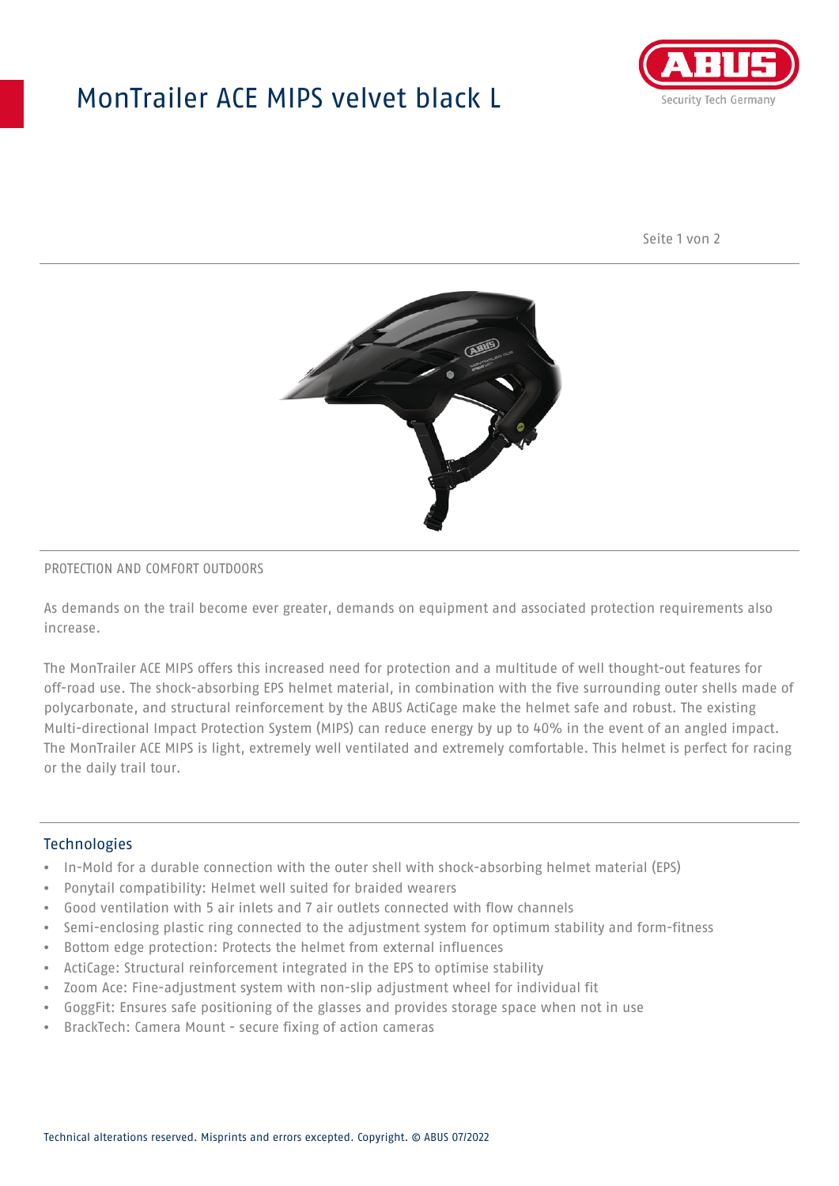# MonTrailer ACE MIPS velvet black L

PROTECTION AND COMFORT OUTDOORS

As demands on the trail become ever greater, demands on equipment and associated protection requirements also increase.

The MonTrailer ACE MIPS offers this increased need for protection and a multitude of well thought-out features for off-road use. The shock-absorbing EPS helmet material, in combination with the five surrounding outer shells made of polycarbonate, and structural reinforcement by the ABUS ActiCage make the helmet safe and robust. The existing Multi-directional Impact Protection System (MIPS) can reduce energy by up to 40% in the event of an angled impact. The MonTrailer ACE MIPS is light, extremely well ventilated and extremely comfortable. This helmet is perfect for racing or the daily trail tour.

## Technologies

- In-Mold for a durable connection with the outer shell with shock-absorbing helmet material (EPS)
- Ponytail compatibility: Helmet well suited for braided wearers
- Good ventilation with 5 air inlets and 7 air outlets connected with flow channels
- Semi-enclosing plastic ring connected to the adjustment system for optimum stability and form-fitness
- Bottom edge protection: Protects the helmet from external influences
- ActiCage: Structural reinforcement integrated in the EPS to optimise stability
- Zoom Ace: Fine-adjustment system with non-slip adjustment wheel for individual fit
- GoggFit: Ensures safe positioning of the glasses and provides storage space when not in use
- BrackTech: Camera Mount - secure fixing of action cameras

Technical alterations reserved. Misprints and errors excepted. Copyright. © ABUS 07/2022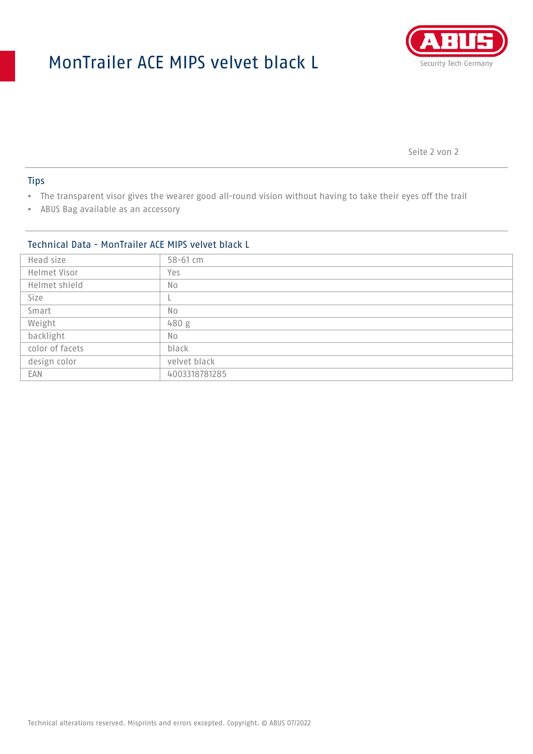# MonTrailer ACE MIPS velvet black L

## Tips

- The transparent visor gives the wearer good all-round vision without having to take their eyes off the trail
- ABUS Bag available as an accessory

## Technical Data - MonTrailer ACE MIPS velvet black L

| | |
|---|---|
| Head size | 58-61 cm |
| Helmet Visor | Yes |
| Helmet shield | No |
| Size | L |
| Smart | No |
| Weight | 480 g |
| backlight | No |
| color of facets | black |
| design color | velvet black |
| EAN | 4003318781285 |

Technical alterations reserved. Misprints and errors excepted. Copyright. © ABUS 07/2022